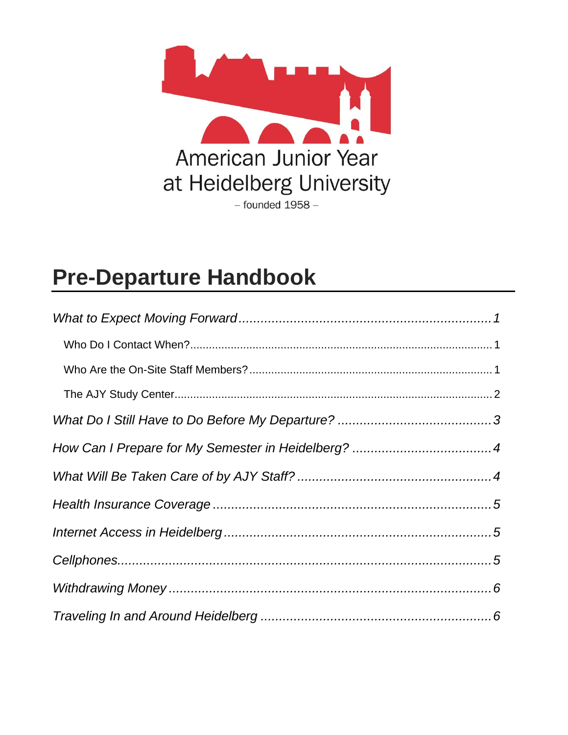American Junior Year
at Heidelberg University
– founded 1958 –

# Pre-Departure Handbook

*What to Expect Moving Forward* ........................................ *1*

- Who Do I Contact When? ........................................ 1
- Who Are the On-Site Staff Members? ........................................ 1
- The AJY Study Center ........................................ 2

*What Do I Still Have to Do Before My Departure?* ........................................ *3*

*How Can I Prepare for My Semester in Heidelberg?* ........................................ *4*

*What Will Be Taken Care of by AJY Staff?* ........................................ *4*

*Health Insurance Coverage* ........................................ *5*

*Internet Access in Heidelberg* ........................................ *5*

*Cellphones* ........................................ *5*

*Withdrawing Money* ........................................ *6*

*Traveling In and Around Heidelberg* ........................................ *6*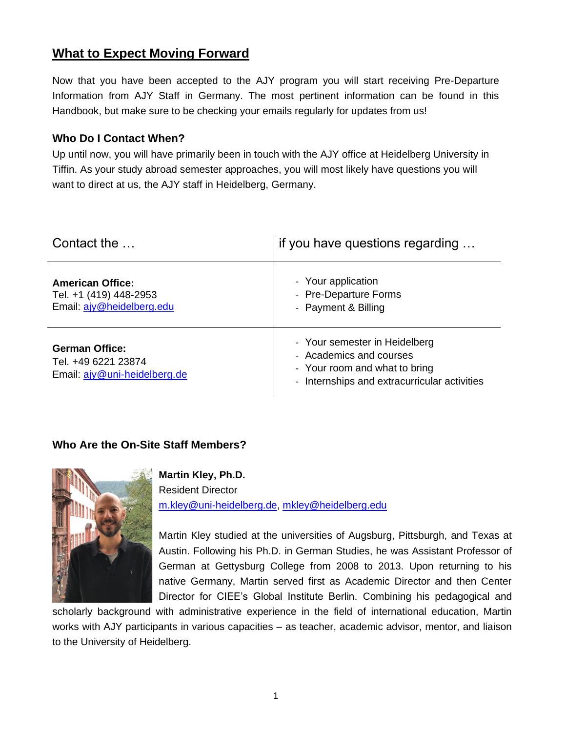## What to Expect Moving Forward

Now that you have been accepted to the AJY program you will start receiving Pre-Departure Information from AJY Staff in Germany. The most pertinent information can be found in this Handbook, but make sure to be checking your emails regularly for updates from us!

### Who Do I Contact When?

Up until now, you will have primarily been in touch with the AJY office at Heidelberg University in Tiffin. As your study abroad semester approaches, you will most likely have questions you will want to direct at us, the AJY staff in Heidelberg, Germany.

| Contact the … | if you have questions regarding … |
| --- | --- |
| **American Office:**<br>Tel. +1 (419) 448-2953<br>Email: ajy@heidelberg.edu | - Your application<br>- Pre-Departure Forms<br>- Payment & Billing |
| **German Office:**<br>Tel. +49 6221 23874<br>Email: ajy@uni-heidelberg.de | - Your semester in Heidelberg<br>- Academics and courses<br>- Your room and what to bring<br>- Internships and extracurricular activities |

### Who Are the On-Site Staff Members?

**Martin Kley, Ph.D.**
Resident Director
m.kley@uni-heidelberg.de, mkley@heidelberg.edu

Martin Kley studied at the universities of Augsburg, Pittsburgh, and Texas at Austin. Following his Ph.D. in German Studies, he was Assistant Professor of German at Gettysburg College from 2008 to 2013. Upon returning to his native Germany, Martin served first as Academic Director and then Center Director for CIEE's Global Institute Berlin. Combining his pedagogical and scholarly background with administrative experience in the field of international education, Martin works with AJY participants in various capacities – as teacher, academic advisor, mentor, and liaison to the University of Heidelberg.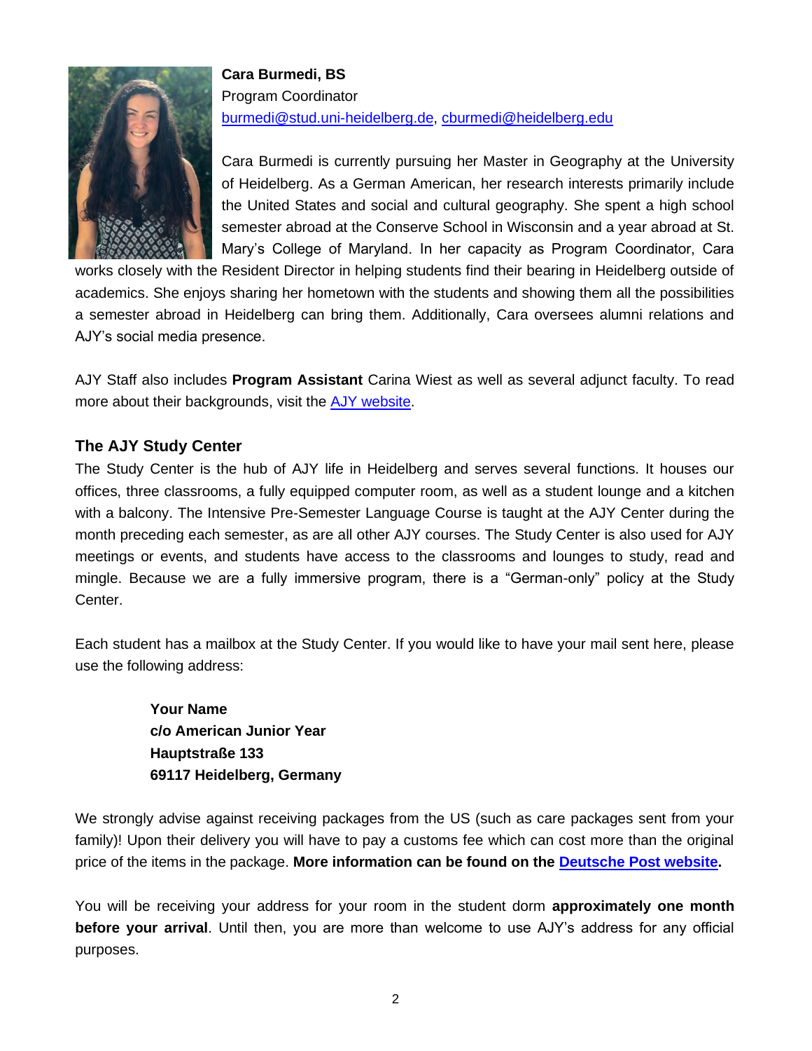**Cara Burmedi, BS**
Program Coordinator
burmedi@stud.uni-heidelberg.de, cburmedi@heidelberg.edu

Cara Burmedi is currently pursuing her Master in Geography at the University of Heidelberg. As a German American, her research interests primarily include the United States and social and cultural geography. She spent a high school semester abroad at the Conserve School in Wisconsin and a year abroad at St. Mary's College of Maryland. In her capacity as Program Coordinator, Cara works closely with the Resident Director in helping students find their bearing in Heidelberg outside of academics. She enjoys sharing her hometown with the students and showing them all the possibilities a semester abroad in Heidelberg can bring them. Additionally, Cara oversees alumni relations and AJY's social media presence.

AJY Staff also includes **Program Assistant** Carina Wiest as well as several adjunct faculty. To read more about their backgrounds, visit the AJY website.

## The AJY Study Center

The Study Center is the hub of AJY life in Heidelberg and serves several functions. It houses our offices, three classrooms, a fully equipped computer room, as well as a student lounge and a kitchen with a balcony. The Intensive Pre-Semester Language Course is taught at the AJY Center during the month preceding each semester, as are all other AJY courses. The Study Center is also used for AJY meetings or events, and students have access to the classrooms and lounges to study, read and mingle. Because we are a fully immersive program, there is a "German-only" policy at the Study Center.

Each student has a mailbox at the Study Center. If you would like to have your mail sent here, please use the following address:

**Your Name**
**c/o American Junior Year**
**Hauptstraße 133**
**69117 Heidelberg, Germany**

We strongly advise against receiving packages from the US (such as care packages sent from your family)! Upon their delivery you will have to pay a customs fee which can cost more than the original price of the items in the package. **More information can be found on the Deutsche Post website.**

You will be receiving your address for your room in the student dorm **approximately one month before your arrival**. Until then, you are more than welcome to use AJY's address for any official purposes.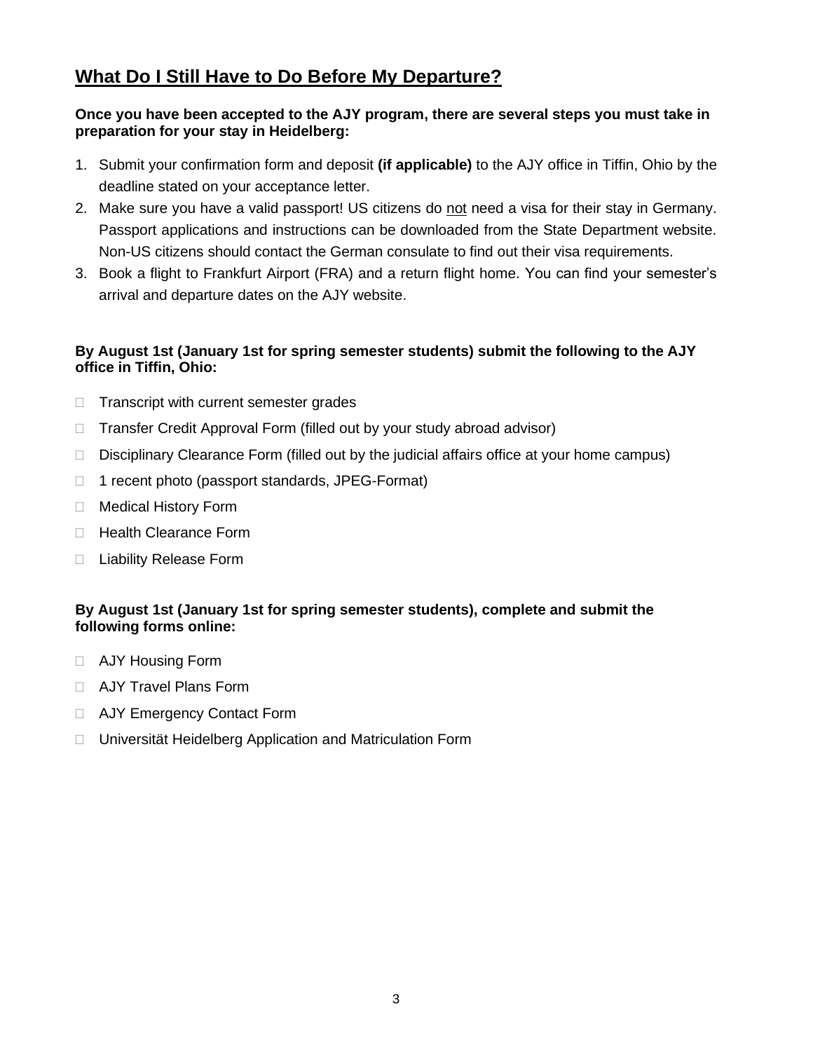## What Do I Still Have to Do Before My Departure?

**Once you have been accepted to the AJY program, there are several steps you must take in preparation for your stay in Heidelberg:**

1. Submit your confirmation form and deposit **(if applicable)** to the AJY office in Tiffin, Ohio by the deadline stated on your acceptance letter.
2. Make sure you have a valid passport! US citizens do <u>not</u> need a visa for their stay in Germany. Passport applications and instructions can be downloaded from the State Department website. Non-US citizens should contact the German consulate to find out their visa requirements.
3. Book a flight to Frankfurt Airport (FRA) and a return flight home. You can find your semester's arrival and departure dates on the AJY website.

**By August 1st (January 1st for spring semester students) submit the following to the AJY office in Tiffin, Ohio:**

- ☐ Transcript with current semester grades
- ☐ Transfer Credit Approval Form (filled out by your study abroad advisor)
- ☐ Disciplinary Clearance Form (filled out by the judicial affairs office at your home campus)
- ☐ 1 recent photo (passport standards, JPEG-Format)
- ☐ Medical History Form
- ☐ Health Clearance Form
- ☐ Liability Release Form

**By August 1st (January 1st for spring semester students), complete and submit the following forms online:**

- ☐ AJY Housing Form
- ☐ AJY Travel Plans Form
- ☐ AJY Emergency Contact Form
- ☐ Universität Heidelberg Application and Matriculation Form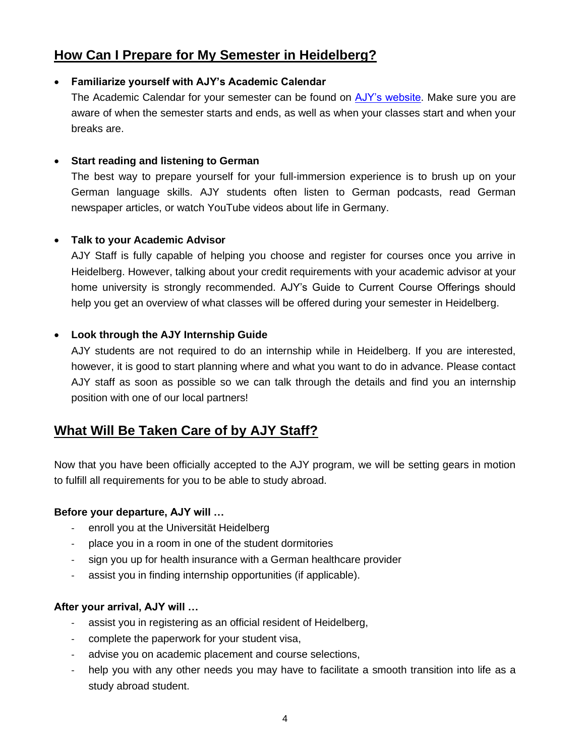## How Can I Prepare for My Semester in Heidelberg?

- **Familiarize yourself with AJY's Academic Calendar**
  The Academic Calendar for your semester can be found on [AJY's website](). Make sure you are aware of when the semester starts and ends, as well as when your classes start and when your breaks are.

- **Start reading and listening to German**
  The best way to prepare yourself for your full-immersion experience is to brush up on your German language skills. AJY students often listen to German podcasts, read German newspaper articles, or watch YouTube videos about life in Germany.

- **Talk to your Academic Advisor**
  AJY Staff is fully capable of helping you choose and register for courses once you arrive in Heidelberg. However, talking about your credit requirements with your academic advisor at your home university is strongly recommended. AJY's Guide to Current Course Offerings should help you get an overview of what classes will be offered during your semester in Heidelberg.

- **Look through the AJY Internship Guide**
  AJY students are not required to do an internship while in Heidelberg. If you are interested, however, it is good to start planning where and what you want to do in advance. Please contact AJY staff as soon as possible so we can talk through the details and find you an internship position with one of our local partners!

## What Will Be Taken Care of by AJY Staff?

Now that you have been officially accepted to the AJY program, we will be setting gears in motion to fulfill all requirements for you to be able to study abroad.

**Before your departure, AJY will …**

- enroll you at the Universität Heidelberg
- place you in a room in one of the student dormitories
- sign you up for health insurance with a German healthcare provider
- assist you in finding internship opportunities (if applicable).

**After your arrival, AJY will …**

- assist you in registering as an official resident of Heidelberg,
- complete the paperwork for your student visa,
- advise you on academic placement and course selections,
- help you with any other needs you may have to facilitate a smooth transition into life as a study abroad student.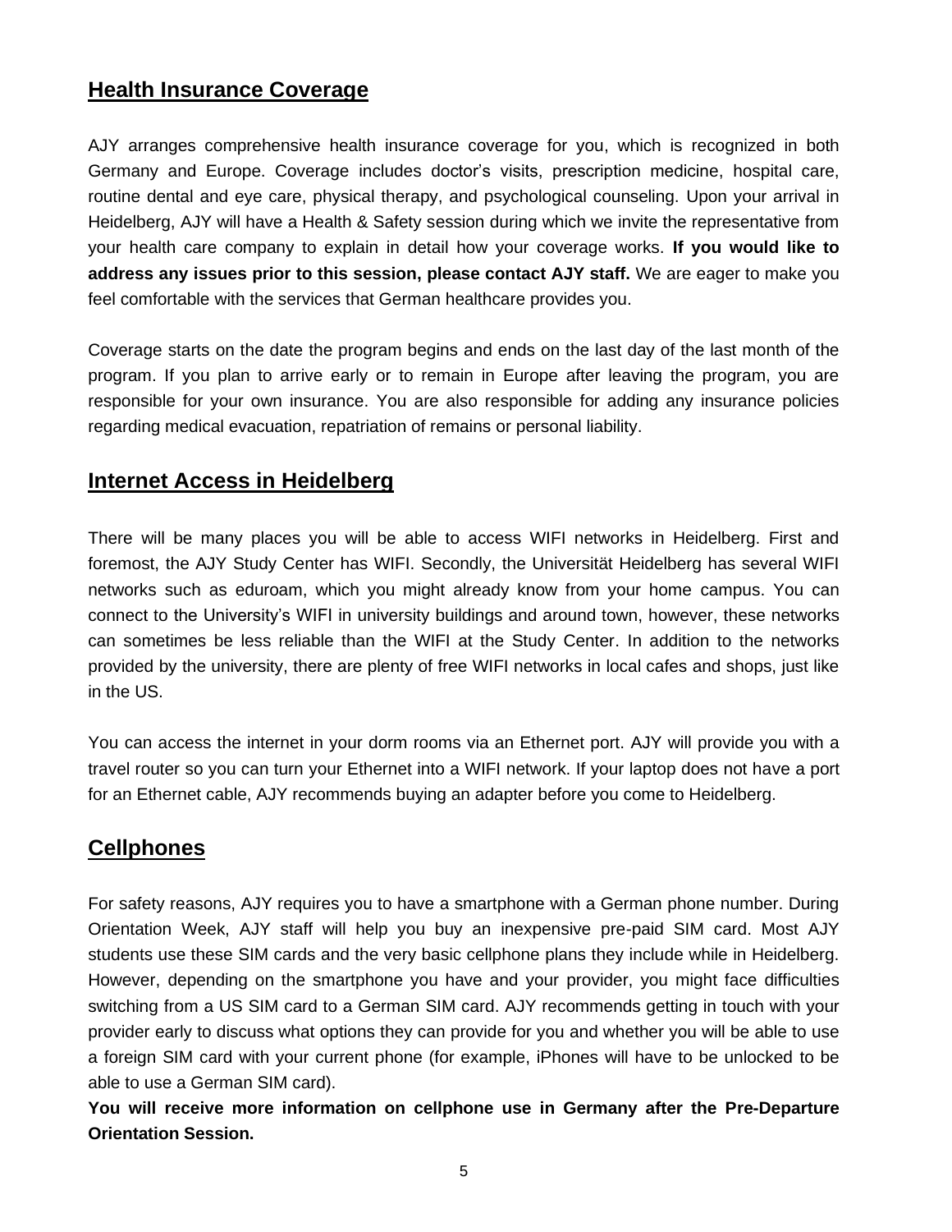## Health Insurance Coverage

AJY arranges comprehensive health insurance coverage for you, which is recognized in both Germany and Europe. Coverage includes doctor's visits, prescription medicine, hospital care, routine dental and eye care, physical therapy, and psychological counseling. Upon your arrival in Heidelberg, AJY will have a Health & Safety session during which we invite the representative from your health care company to explain in detail how your coverage works. **If you would like to address any issues prior to this session, please contact AJY staff.** We are eager to make you feel comfortable with the services that German healthcare provides you.

Coverage starts on the date the program begins and ends on the last day of the last month of the program. If you plan to arrive early or to remain in Europe after leaving the program, you are responsible for your own insurance. You are also responsible for adding any insurance policies regarding medical evacuation, repatriation of remains or personal liability.

## Internet Access in Heidelberg

There will be many places you will be able to access WIFI networks in Heidelberg. First and foremost, the AJY Study Center has WIFI. Secondly, the Universität Heidelberg has several WIFI networks such as eduroam, which you might already know from your home campus. You can connect to the University's WIFI in university buildings and around town, however, these networks can sometimes be less reliable than the WIFI at the Study Center. In addition to the networks provided by the university, there are plenty of free WIFI networks in local cafes and shops, just like in the US.

You can access the internet in your dorm rooms via an Ethernet port. AJY will provide you with a travel router so you can turn your Ethernet into a WIFI network. If your laptop does not have a port for an Ethernet cable, AJY recommends buying an adapter before you come to Heidelberg.

## Cellphones

For safety reasons, AJY requires you to have a smartphone with a German phone number. During Orientation Week, AJY staff will help you buy an inexpensive pre-paid SIM card. Most AJY students use these SIM cards and the very basic cellphone plans they include while in Heidelberg. However, depending on the smartphone you have and your provider, you might face difficulties switching from a US SIM card to a German SIM card. AJY recommends getting in touch with your provider early to discuss what options they can provide for you and whether you will be able to use a foreign SIM card with your current phone (for example, iPhones will have to be unlocked to be able to use a German SIM card).

**You will receive more information on cellphone use in Germany after the Pre-Departure Orientation Session.**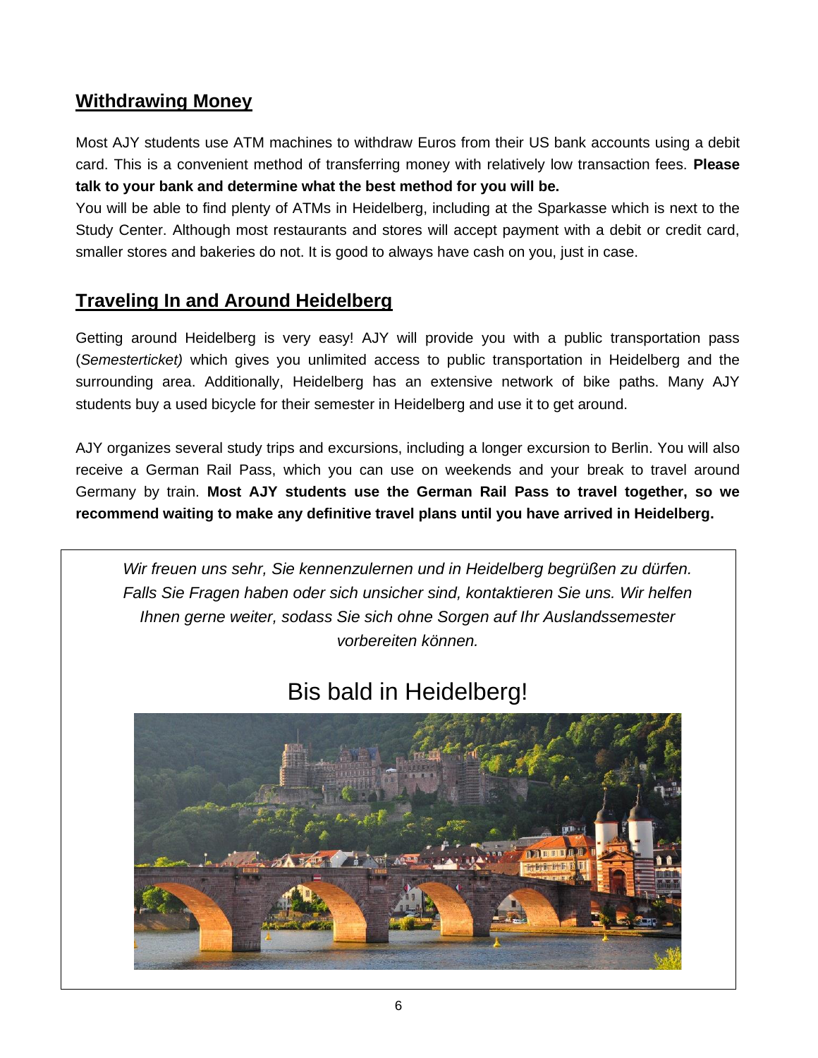## Withdrawing Money

Most AJY students use ATM machines to withdraw Euros from their US bank accounts using a debit card. This is a convenient method of transferring money with relatively low transaction fees. **Please talk to your bank and determine what the best method for you will be.**

You will be able to find plenty of ATMs in Heidelberg, including at the Sparkasse which is next to the Study Center. Although most restaurants and stores will accept payment with a debit or credit card, smaller stores and bakeries do not. It is good to always have cash on you, just in case.

## Traveling In and Around Heidelberg

Getting around Heidelberg is very easy! AJY will provide you with a public transportation pass (*Semesterticket)* which gives you unlimited access to public transportation in Heidelberg and the surrounding area. Additionally, Heidelberg has an extensive network of bike paths. Many AJY students buy a used bicycle for their semester in Heidelberg and use it to get around.

AJY organizes several study trips and excursions, including a longer excursion to Berlin. You will also receive a German Rail Pass, which you can use on weekends and your break to travel around Germany by train. **Most AJY students use the German Rail Pass to travel together, so we recommend waiting to make any definitive travel plans until you have arrived in Heidelberg.**

*Wir freuen uns sehr, Sie kennenzulernen und in Heidelberg begrüßen zu dürfen. Falls Sie Fragen haben oder sich unsicher sind, kontaktieren Sie uns. Wir helfen Ihnen gerne weiter, sodass Sie sich ohne Sorgen auf Ihr Auslandssemester vorbereiten können.*

Bis bald in Heidelberg!